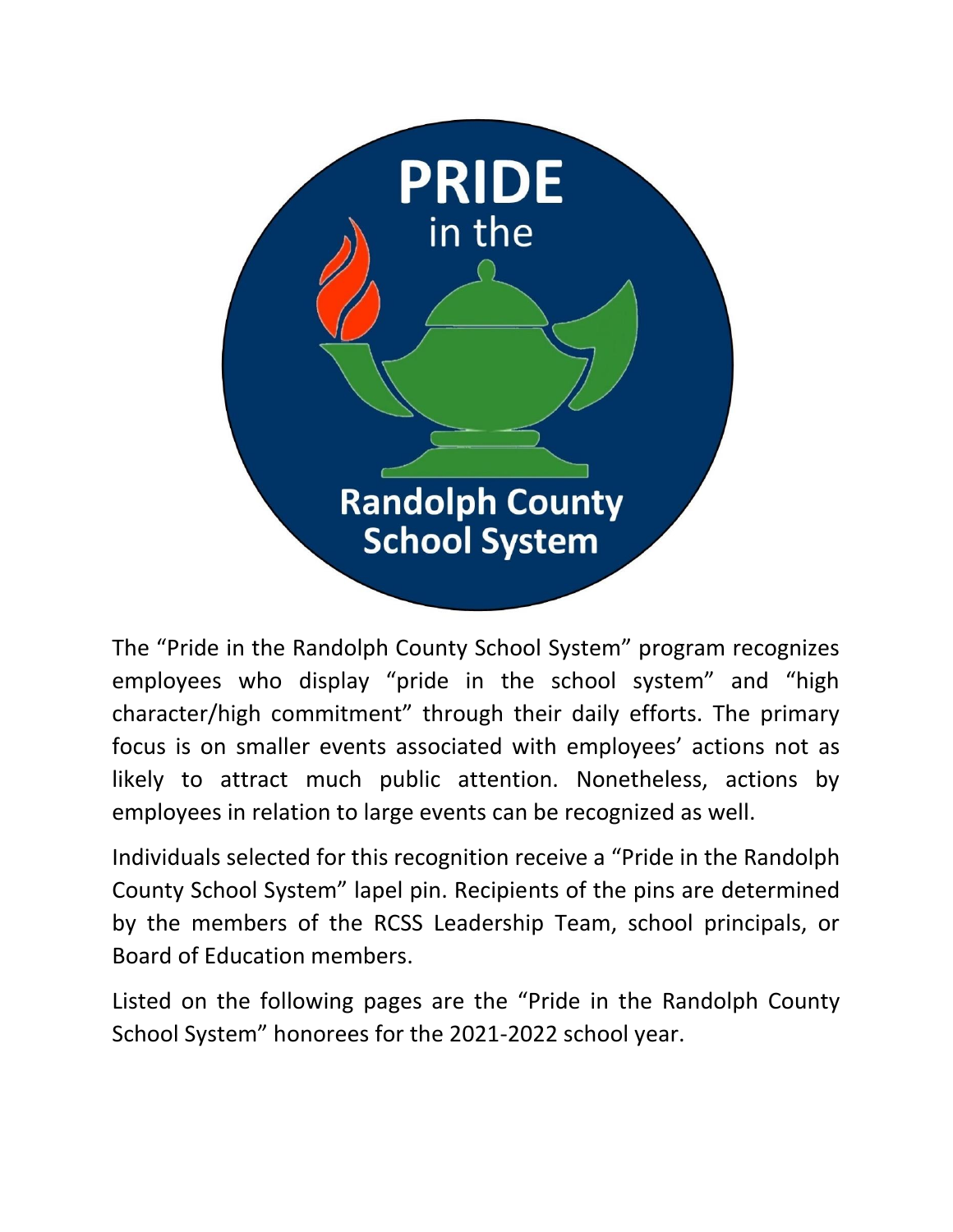**PRIDE**
in the

**Randolph County School System**

The "Pride in the Randolph County School System" program recognizes employees who display "pride in the school system" and "high character/high commitment" through their daily efforts. The primary focus is on smaller events associated with employees' actions not as likely to attract much public attention. Nonetheless, actions by employees in relation to large events can be recognized as well.

Individuals selected for this recognition receive a "Pride in the Randolph County School System" lapel pin. Recipients of the pins are determined by the members of the RCSS Leadership Team, school principals, or Board of Education members.

Listed on the following pages are the "Pride in the Randolph County School System" honorees for the 2021-2022 school year.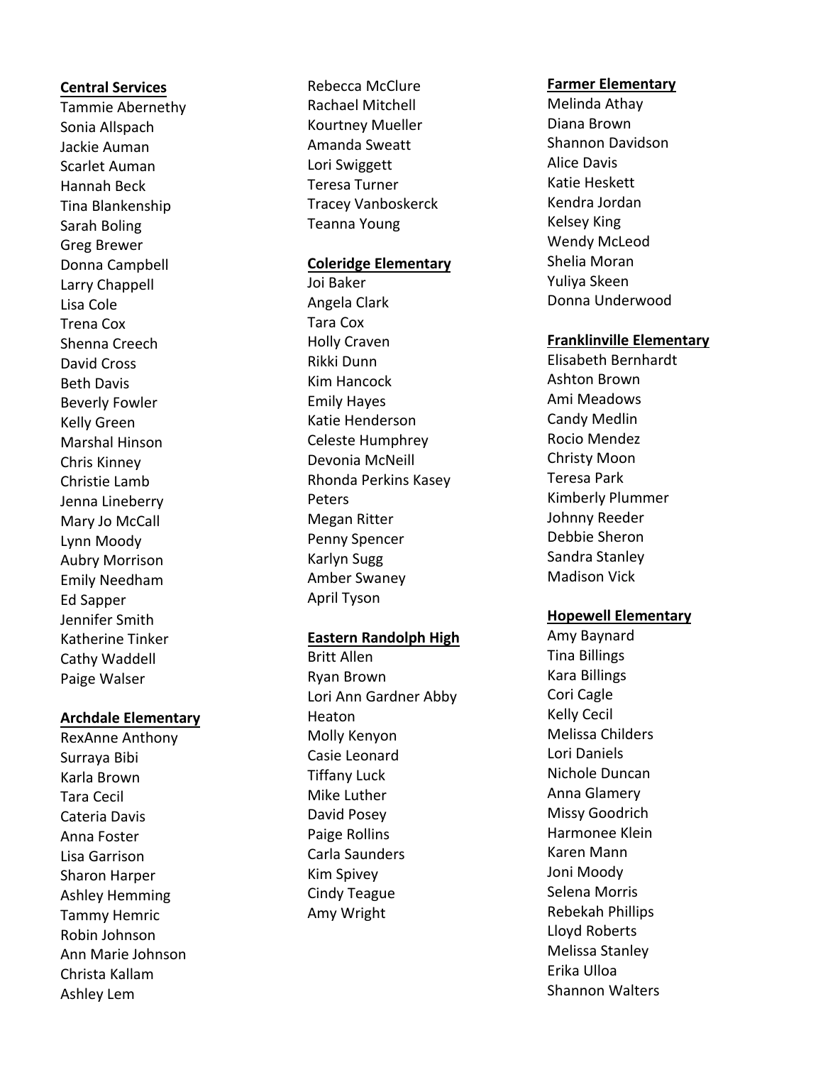**Central Services**

Tammie Abernethy
Sonia Allspach
Jackie Auman
Scarlet Auman
Hannah Beck
Tina Blankenship
Sarah Boling
Greg Brewer
Donna Campbell
Larry Chappell
Lisa Cole
Trena Cox
Shenna Creech
David Cross
Beth Davis
Beverly Fowler
Kelly Green
Marshal Hinson
Chris Kinney
Christie Lamb
Jenna Lineberry
Mary Jo McCall
Lynn Moody
Aubry Morrison
Emily Needham
Ed Sapper
Jennifer Smith
Katherine Tinker
Cathy Waddell
Paige Walser

**Archdale Elementary**

RexAnne Anthony
Surraya Bibi
Karla Brown
Tara Cecil
Cateria Davis
Anna Foster
Lisa Garrison
Sharon Harper
Ashley Hemming
Tammy Hemric
Robin Johnson
Ann Marie Johnson
Christa Kallam
Ashley Lem
Rebecca McClure
Rachael Mitchell
Kourtney Mueller
Amanda Sweatt
Lori Swiggett
Teresa Turner
Tracey Vanboskerck
Teanna Young

**Coleridge Elementary**

Joi Baker
Angela Clark
Tara Cox
Holly Craven
Rikki Dunn
Kim Hancock
Emily Hayes
Katie Henderson
Celeste Humphrey
Devonia McNeill
Rhonda Perkins Kasey Peters
Megan Ritter
Penny Spencer
Karlyn Sugg
Amber Swaney
April Tyson

**Eastern Randolph High**

Britt Allen
Ryan Brown
Lori Ann Gardner Abby Heaton
Molly Kenyon
Casie Leonard
Tiffany Luck
Mike Luther
David Posey
Paige Rollins
Carla Saunders
Kim Spivey
Cindy Teague
Amy Wright

**Farmer Elementary**

Melinda Athay
Diana Brown
Shannon Davidson
Alice Davis
Katie Heskett
Kendra Jordan
Kelsey King
Wendy McLeod
Shelia Moran
Yuliya Skeen
Donna Underwood

**Franklinville Elementary**

Elisabeth Bernhardt
Ashton Brown
Ami Meadows
Candy Medlin
Rocio Mendez
Christy Moon
Teresa Park
Kimberly Plummer
Johnny Reeder
Debbie Sheron
Sandra Stanley
Madison Vick

**Hopewell Elementary**

Amy Baynard
Tina Billings
Kara Billings
Cori Cagle
Kelly Cecil
Melissa Childers
Lori Daniels
Nichole Duncan
Anna Glamery
Missy Goodrich
Harmonee Klein
Karen Mann
Joni Moody
Selena Morris
Rebekah Phillips
Lloyd Roberts
Melissa Stanley
Erika Ulloa
Shannon Walters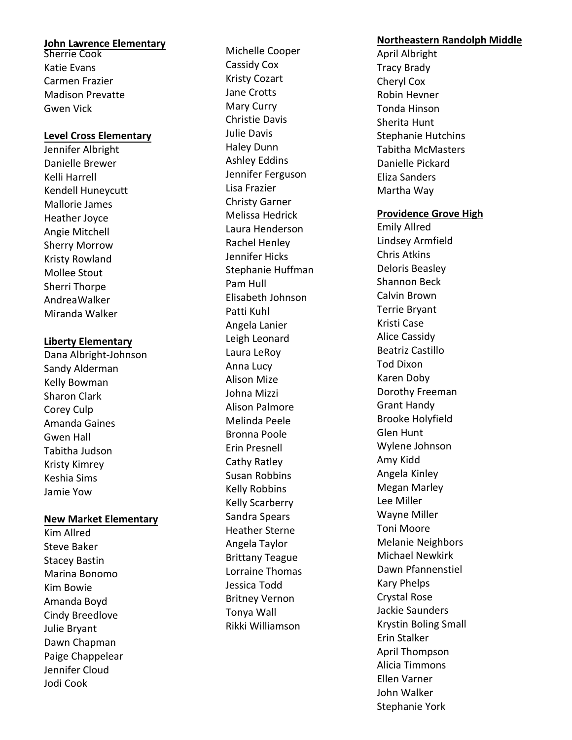**John Lawrence Elementary**

Sherrie Cook
Katie Evans
Carmen Frazier
Madison Prevatte
Gwen Vick

**Level Cross Elementary**

Jennifer Albright
Danielle Brewer
Kelli Harrell
Kendell Huneycutt
Mallorie James
Heather Joyce
Angie Mitchell
Sherry Morrow
Kristy Rowland
Mollee Stout
Sherri Thorpe
AndreaWalker
Miranda Walker

**Liberty Elementary**

Dana Albright-Johnson
Sandy Alderman
Kelly Bowman
Sharon Clark
Corey Culp
Amanda Gaines
Gwen Hall
Tabitha Judson
Kristy Kimrey
Keshia Sims
Jamie Yow

**New Market Elementary**

Kim Allred
Steve Baker
Stacey Bastin
Marina Bonomo
Kim Bowie
Amanda Boyd
Cindy Breedlove
Julie Bryant
Dawn Chapman
Paige Chappelear
Jennifer Cloud
Jodi Cook
Michelle Cooper
Cassidy Cox
Kristy Cozart
Jane Crotts
Mary Curry
Christie Davis
Julie Davis
Haley Dunn
Ashley Eddins
Jennifer Ferguson
Lisa Frazier
Christy Garner
Melissa Hedrick
Laura Henderson
Rachel Henley
Jennifer Hicks
Stephanie Huffman
Pam Hull
Elisabeth Johnson
Patti Kuhl
Angela Lanier
Leigh Leonard
Laura LeRoy
Anna Lucy
Alison Mize
Johna Mizzi
Alison Palmore
Melinda Peele
Bronna Poole
Erin Presnell
Cathy Ratley
Susan Robbins
Kelly Robbins
Kelly Scarberry
Sandra Spears
Heather Sterne
Angela Taylor
Brittany Teague
Lorraine Thomas
Jessica Todd
Britney Vernon
Tonya Wall
Rikki Williamson

**Northeastern Randolph Middle**

April Albright
Tracy Brady
Cheryl Cox
Robin Hevner
Tonda Hinson
Sherita Hunt
Stephanie Hutchins
Tabitha McMasters
Danielle Pickard
Eliza Sanders
Martha Way

**Providence Grove High**

Emily Allred
Lindsey Armfield
Chris Atkins
Deloris Beasley
Shannon Beck
Calvin Brown
Terrie Bryant
Kristi Case
Alice Cassidy
Beatriz Castillo
Tod Dixon
Karen Doby
Dorothy Freeman
Grant Handy
Brooke Holyfield
Glen Hunt
Wylene Johnson
Amy Kidd
Angela Kinley
Megan Marley
Lee Miller
Wayne Miller
Toni Moore
Melanie Neighbors
Michael Newkirk
Dawn Pfannenstiel
Kary Phelps
Crystal Rose
Jackie Saunders
Krystin Boling Small
Erin Stalker
April Thompson
Alicia Timmons
Ellen Varner
John Walker
Stephanie York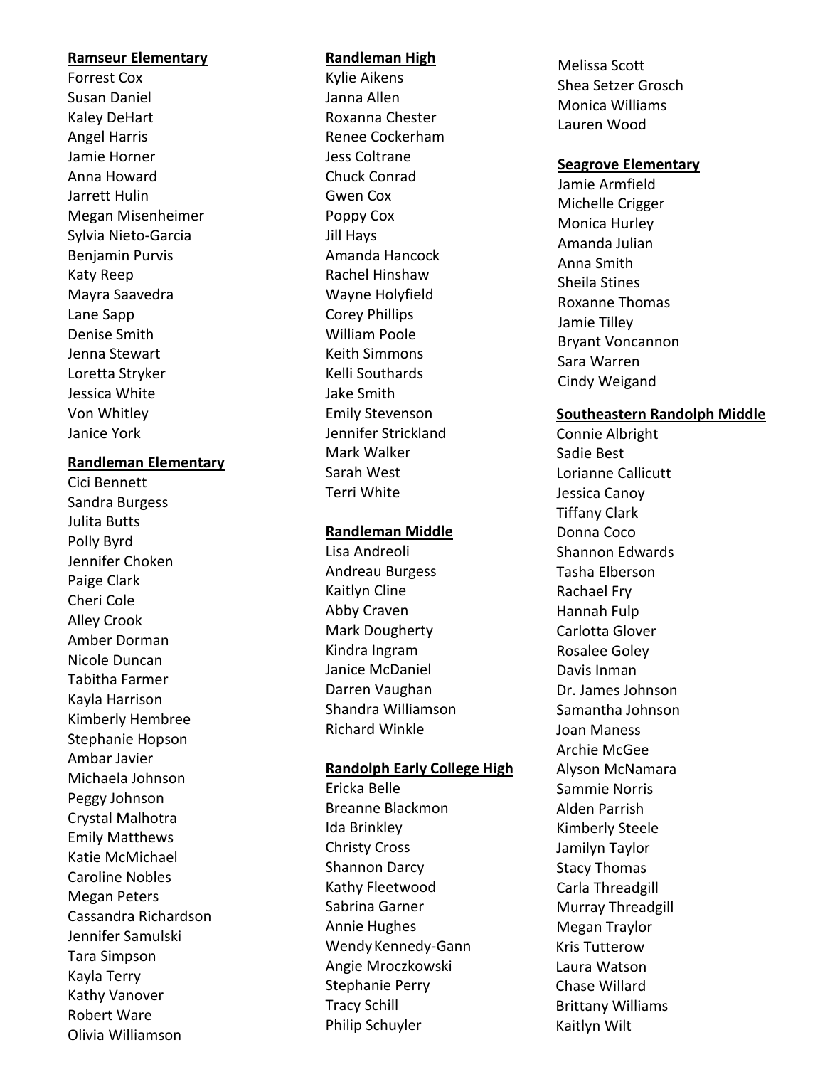**Ramseur Elementary**

Forrest Cox
Susan Daniel
Kaley DeHart
Angel Harris
Jamie Horner
Anna Howard
Jarrett Hulin
Megan Misenheimer
Sylvia Nieto-Garcia
Benjamin Purvis
Katy Reep
Mayra Saavedra
Lane Sapp
Denise Smith
Jenna Stewart
Loretta Stryker
Jessica White
Von Whitley
Janice York

**Randleman Elementary**

Cici Bennett
Sandra Burgess
Julita Butts
Polly Byrd
Jennifer Choken
Paige Clark
Cheri Cole
Alley Crook
Amber Dorman
Nicole Duncan
Tabitha Farmer
Kayla Harrison
Kimberly Hembree
Stephanie Hopson
Ambar Javier
Michaela Johnson
Peggy Johnson
Crystal Malhotra
Emily Matthews
Katie McMichael
Caroline Nobles
Megan Peters
Cassandra Richardson
Jennifer Samulski
Tara Simpson
Kayla Terry
Kathy Vanover
Robert Ware
Olivia Williamson

**Randleman High**

Kylie Aikens
Janna Allen
Roxanna Chester
Renee Cockerham
Jess Coltrane
Chuck Conrad
Gwen Cox
Poppy Cox
Jill Hays
Amanda Hancock
Rachel Hinshaw
Wayne Holyfield
Corey Phillips
William Poole
Keith Simmons
Kelli Southards
Jake Smith
Emily Stevenson
Jennifer Strickland
Mark Walker
Sarah West
Terri White

**Randleman Middle**

Lisa Andreoli
Andreau Burgess
Kaitlyn Cline
Abby Craven
Mark Dougherty
Kindra Ingram
Janice McDaniel
Darren Vaughan
Shandra Williamson
Richard Winkle

**Randolph Early College High**

Ericka Belle
Breanne Blackmon
Ida Brinkley
Christy Cross
Shannon Darcy
Kathy Fleetwood
Sabrina Garner
Annie Hughes
Wendy Kennedy-Gann
Angie Mroczkowski
Stephanie Perry
Tracy Schill
Philip Schuyler
Melissa Scott
Shea Setzer Grosch
Monica Williams
Lauren Wood

**Seagrove Elementary**

Jamie Armfield
Michelle Crigger
Monica Hurley
Amanda Julian
Anna Smith
Sheila Stines
Roxanne Thomas
Jamie Tilley
Bryant Voncannon
Sara Warren
Cindy Weigand

**Southeastern Randolph Middle**

Connie Albright
Sadie Best
Lorianne Callicutt
Jessica Canoy
Tiffany Clark
Donna Coco
Shannon Edwards
Tasha Elberson
Rachael Fry
Hannah Fulp
Carlotta Glover
Rosalee Goley
Davis Inman
Dr. James Johnson
Samantha Johnson
Joan Maness
Archie McGee
Alyson McNamara
Sammie Norris
Alden Parrish
Kimberly Steele
Jamilyn Taylor
Stacy Thomas
Carla Threadgill
Murray Threadgill
Megan Traylor
Kris Tutterow
Laura Watson
Chase Willard
Brittany Williams
Kaitlyn Wilt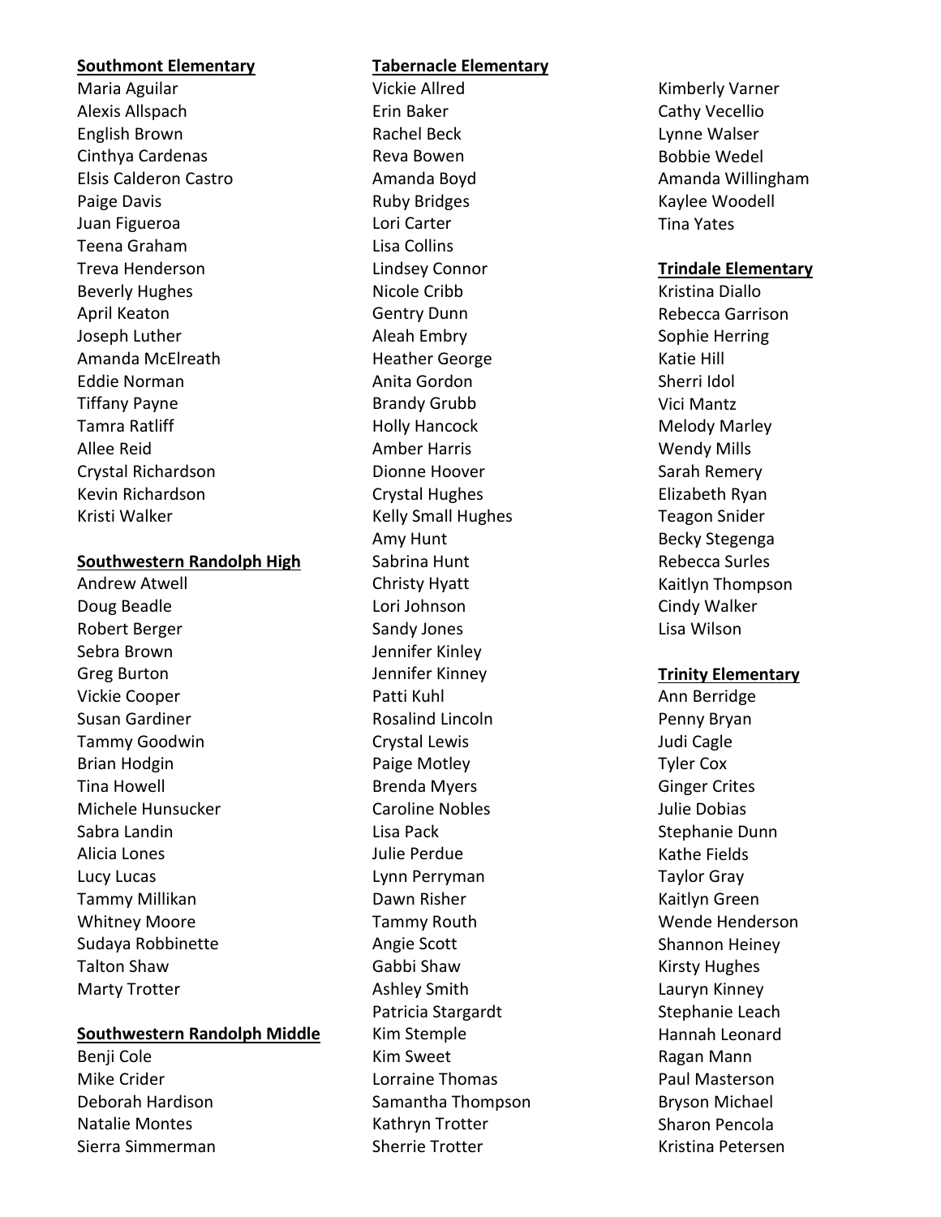**Southmont Elementary**

Maria Aguilar
Alexis Allspach
English Brown
Cinthya Cardenas
Elsis Calderon Castro
Paige Davis
Juan Figueroa
Teena Graham
Treva Henderson
Beverly Hughes
April Keaton
Joseph Luther
Amanda McElreath
Eddie Norman
Tiffany Payne
Tamra Ratliff
Allee Reid
Crystal Richardson
Kevin Richardson
Kristi Walker

**Southwestern Randolph High**

Andrew Atwell
Doug Beadle
Robert Berger
Sebra Brown
Greg Burton
Vickie Cooper
Susan Gardiner
Tammy Goodwin
Brian Hodgin
Tina Howell
Michele Hunsucker
Sabra Landin
Alicia Lones
Lucy Lucas
Tammy Millikan
Whitney Moore
Sudaya Robbinette
Talton Shaw
Marty Trotter

**Southwestern Randolph Middle**

Benji Cole
Mike Crider
Deborah Hardison
Natalie Montes
Sierra Simmerman

**Tabernacle Elementary**

Vickie Allred
Erin Baker
Rachel Beck
Reva Bowen
Amanda Boyd
Ruby Bridges
Lori Carter
Lisa Collins
Lindsey Connor
Nicole Cribb
Gentry Dunn
Aleah Embry
Heather George
Anita Gordon
Brandy Grubb
Holly Hancock
Amber Harris
Dionne Hoover
Crystal Hughes
Kelly Small Hughes
Amy Hunt
Sabrina Hunt
Christy Hyatt
Lori Johnson
Sandy Jones
Jennifer Kinley
Jennifer Kinney
Patti Kuhl
Rosalind Lincoln
Crystal Lewis
Paige Motley
Brenda Myers
Caroline Nobles
Lisa Pack
Julie Perdue
Lynn Perryman
Dawn Risher
Tammy Routh
Angie Scott
Gabbi Shaw
Ashley Smith
Patricia Stargardt
Kim Stemple
Kim Sweet
Lorraine Thomas
Samantha Thompson
Kathryn Trotter
Sherrie Trotter
Kimberly Varner
Cathy Vecellio
Lynne Walser
Bobbie Wedel
Amanda Willingham
Kaylee Woodell
Tina Yates

**Trindale Elementary**

Kristina Diallo
Rebecca Garrison
Sophie Herring
Katie Hill
Sherri Idol
Vici Mantz
Melody Marley
Wendy Mills
Sarah Remery
Elizabeth Ryan
Teagon Snider
Becky Stegenga
Rebecca Surles
Kaitlyn Thompson
Cindy Walker
Lisa Wilson

**Trinity Elementary**

Ann Berridge
Penny Bryan
Judi Cagle
Tyler Cox
Ginger Crites
Julie Dobias
Stephanie Dunn
Kathe Fields
Taylor Gray
Kaitlyn Green
Wende Henderson
Shannon Heiney
Kirsty Hughes
Lauryn Kinney
Stephanie Leach
Hannah Leonard
Ragan Mann
Paul Masterson
Bryson Michael
Sharon Pencola
Kristina Petersen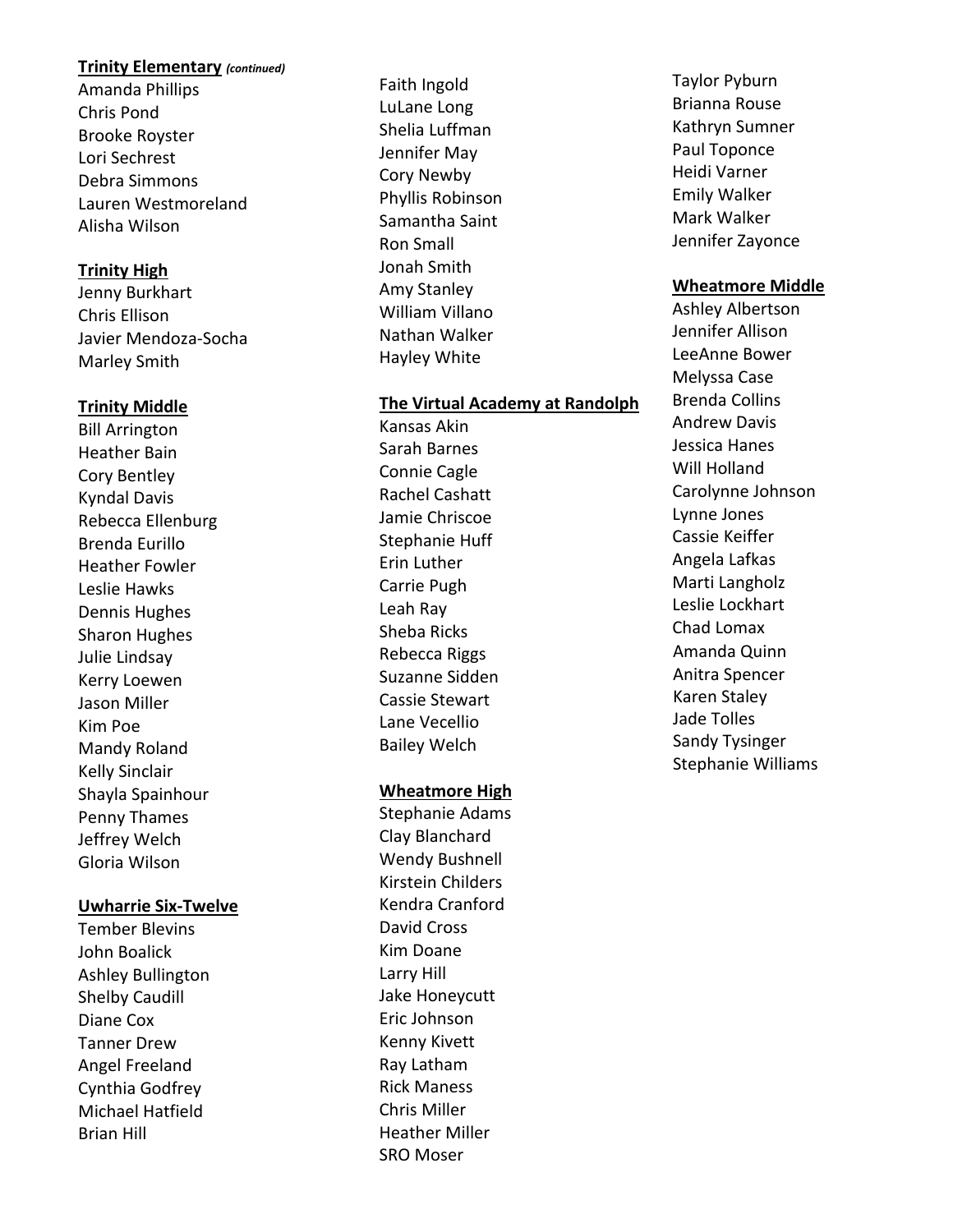**Trinity Elementary** ***(continued)***

Amanda Phillips
Chris Pond
Brooke Royster
Lori Sechrest
Debra Simmons
Lauren Westmoreland
Alisha Wilson

**Trinity High**

Jenny Burkhart
Chris Ellison
Javier Mendoza-Socha
Marley Smith

**Trinity Middle**

Bill Arrington
Heather Bain
Cory Bentley
Kyndal Davis
Rebecca Ellenburg
Brenda Eurillo
Heather Fowler
Leslie Hawks
Dennis Hughes
Sharon Hughes
Julie Lindsay
Kerry Loewen
Jason Miller
Kim Poe
Mandy Roland
Kelly Sinclair
Shayla Spainhour
Penny Thames
Jeffrey Welch
Gloria Wilson

**Uwharrie Six-Twelve**

Tember Blevins
John Boalick
Ashley Bullington
Shelby Caudill
Diane Cox
Tanner Drew
Angel Freeland
Cynthia Godfrey
Michael Hatfield
Brian Hill
Faith Ingold
LuLane Long
Shelia Luffman
Jennifer May
Cory Newby
Phyllis Robinson
Samantha Saint
Ron Small
Jonah Smith
Amy Stanley
William Villano
Nathan Walker
Hayley White

**The Virtual Academy at Randolph**

Kansas Akin
Sarah Barnes
Connie Cagle
Rachel Cashatt
Jamie Chriscoe
Stephanie Huff
Erin Luther
Carrie Pugh
Leah Ray
Sheba Ricks
Rebecca Riggs
Suzanne Sidden
Cassie Stewart
Lane Vecellio
Bailey Welch

**Wheatmore High**

Stephanie Adams
Clay Blanchard
Wendy Bushnell
Kirstein Childers
Kendra Cranford
David Cross
Kim Doane
Larry Hill
Jake Honeycutt
Eric Johnson
Kenny Kivett
Ray Latham
Rick Maness
Chris Miller
Heather Miller
SRO Moser
Taylor Pyburn
Brianna Rouse
Kathryn Sumner
Paul Toponce
Heidi Varner
Emily Walker
Mark Walker
Jennifer Zayonce

**Wheatmore Middle**

Ashley Albertson
Jennifer Allison
LeeAnne Bower
Melyssa Case
Brenda Collins
Andrew Davis
Jessica Hanes
Will Holland
Carolynne Johnson
Lynne Jones
Cassie Keiffer
Angela Lafkas
Marti Langholz
Leslie Lockhart
Chad Lomax
Amanda Quinn
Anitra Spencer
Karen Staley
Jade Tolles
Sandy Tysinger
Stephanie Williams